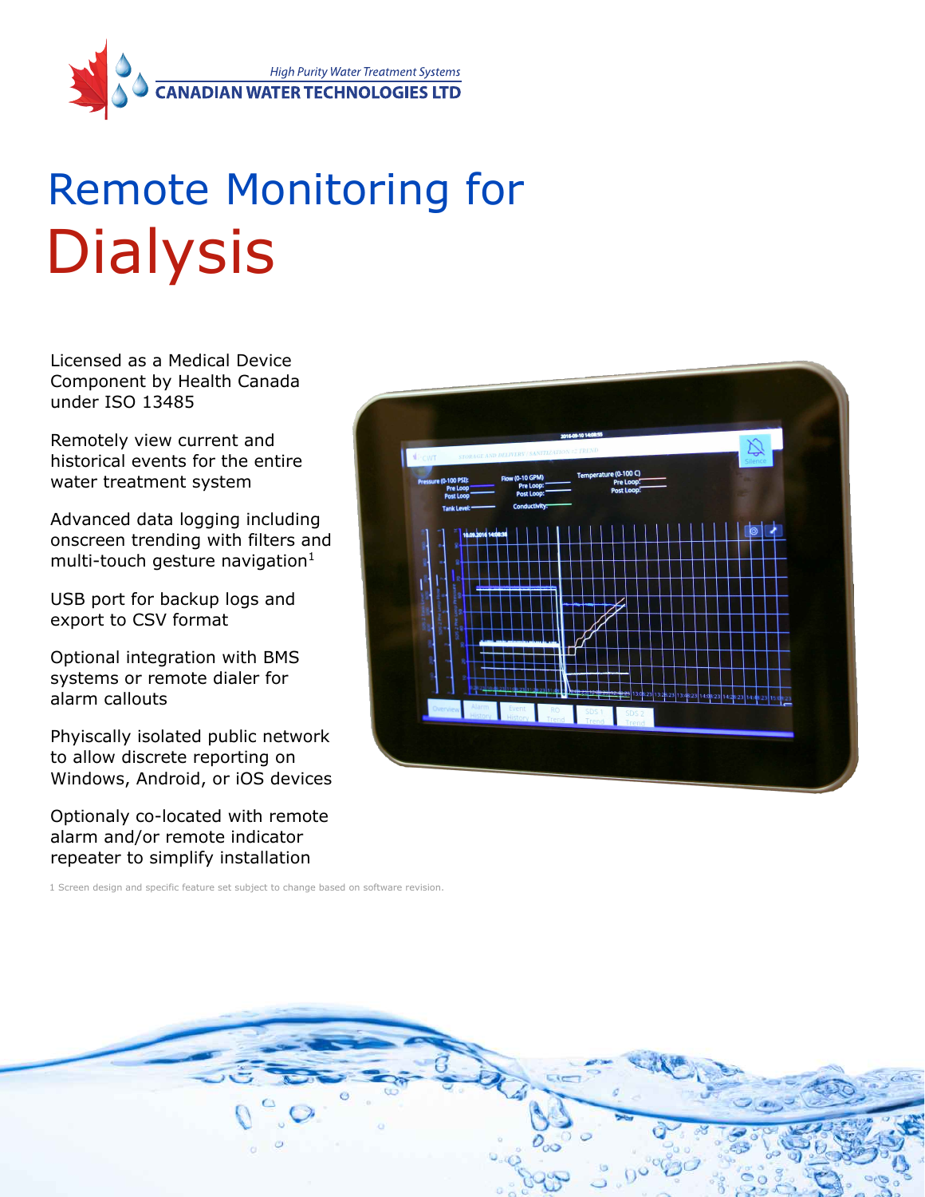High Purity Water Treatment Systems
CANADIAN WATER TECHNOLOGIES LTD

# Remote Monitoring for Dialysis

Licensed as a Medical Device Component by Health Canada under ISO 13485

Remotely view current and historical events for the entire water treatment system

Advanced data logging including onscreen trending with filters and multi-touch gesture navigation[1]

USB port for backup logs and export to CSV format

Optional integration with BMS systems or remote dialer for alarm callouts

Phyiscally isolated public network to allow discrete reporting on Windows, Android, or iOS devices

Optionaly co-located with remote alarm and/or remote indicator repeater to simplify installation

1 Screen design and specific feature set subject to change based on software revision.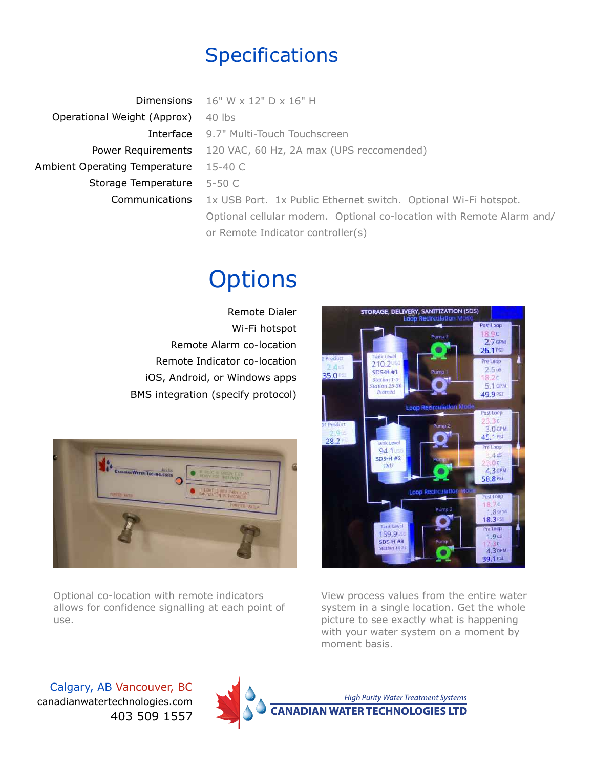# Specifications

| | |
|---|---|
| Dimensions | 16" W x 12" D x 16" H |
| Operational Weight (Approx) | 40 lbs |
| Interface | 9.7" Multi-Touch Touchscreen |
| Power Requirements | 120 VAC, 60 Hz, 2A max (UPS reccomended) |
| Ambient Operating Temperature | 15-40 C |
| Storage Temperature | 5-50 C |
| Communications | 1x USB Port. 1x Public Ethernet switch. Optional Wi-Fi hotspot. Optional cellular modem. Optional co-location with Remote Alarm and/or Remote Indicator controller(s) |

# Options

- Remote Dialer
- Wi-Fi hotspot
- Remote Alarm co-location
- Remote Indicator co-location
- iOS, Android, or Windows apps
- BMS integration (specify protocol)

Optional co-location with remote indicators allows for confidence signalling at each point of use.

View process values from the entire water system in a single location. Get the whole picture to see exactly what is happening with your water system on a moment by moment basis.

Calgary, AB Vancouver, BC
canadianwatertechnologies.com
403 509 1557

*High Purity Water Treatment Systems*
**CANADIAN WATER TECHNOLOGIES LTD**